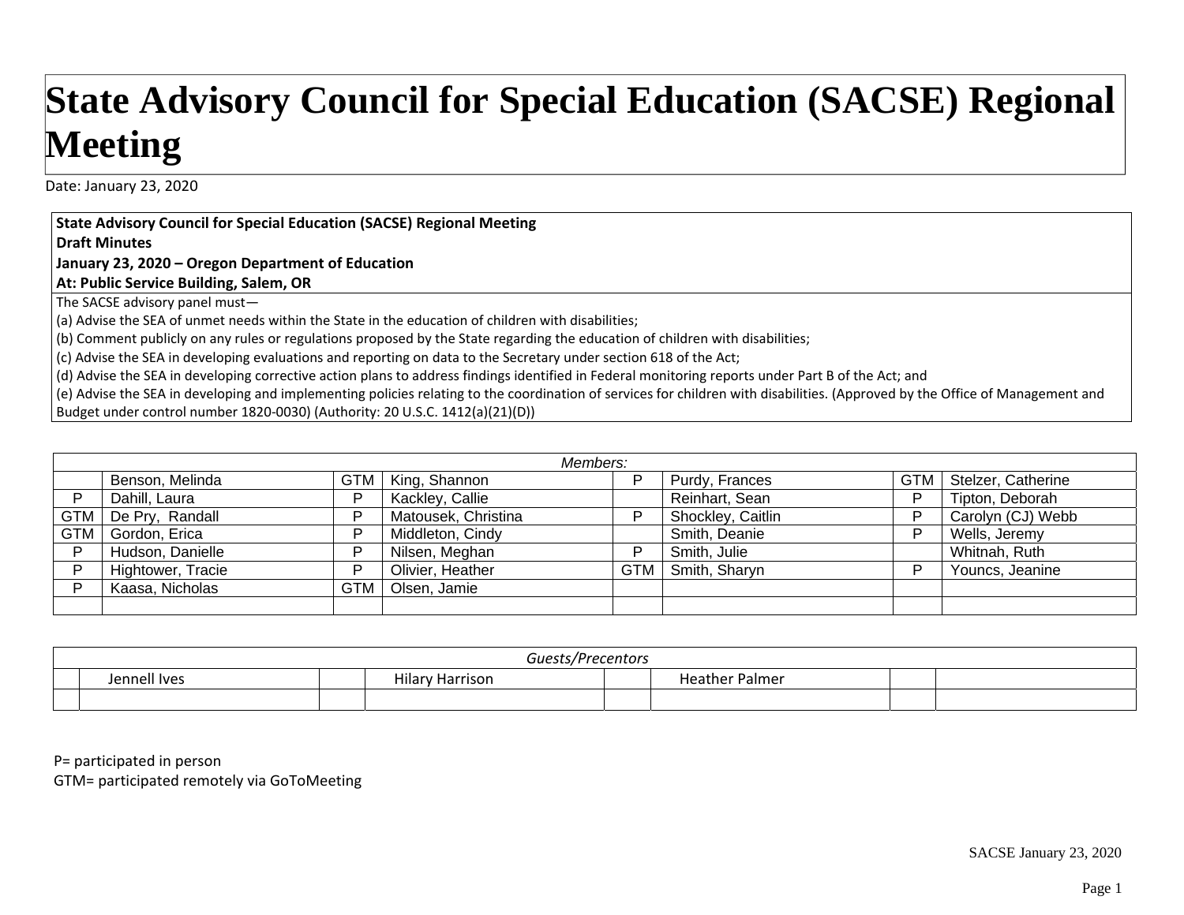# State Advisory Council for Special Education (SACSE) Regional Meeting

Date: January 23, 2020

**State Advisory Council for Special Education (SACSE) Regional Meeting**
**Draft Minutes**
**January 23, 2020 – Oregon Department of Education**
**At: Public Service Building, Salem, OR**

The SACSE advisory panel must—
(a) Advise the SEA of unmet needs within the State in the education of children with disabilities;
(b) Comment publicly on any rules or regulations proposed by the State regarding the education of children with disabilities;
(c) Advise the SEA in developing evaluations and reporting on data to the Secretary under section 618 of the Act;
(d) Advise the SEA in developing corrective action plans to address findings identified in Federal monitoring reports under Part B of the Act; and
(e) Advise the SEA in developing and implementing policies relating to the coordination of services for children with disabilities. (Approved by the Office of Management and Budget under control number 1820-0030) (Authority: 20 U.S.C. 1412(a)(21)(D))

| *Members:* | | | | | | | |
|---|---|---|---|---|---|---|---|
| | Benson, Melinda | GTM | King, Shannon | P | Purdy, Frances | GTM | Stelzer, Catherine |
| P | Dahill, Laura | P | Kackley, Callie | | Reinhart, Sean | P | Tipton, Deborah |
| GTM | De Pry, Randall | P | Matousek, Christina | P | Shockley, Caitlin | P | Carolyn (CJ) Webb |
| GTM | Gordon, Erica | P | Middleton, Cindy | | Smith, Deanie | P | Wells, Jeremy |
| P | Hudson, Danielle | P | Nilsen, Meghan | P | Smith, Julie | | Whitnah, Ruth |
| P | Hightower, Tracie | P | Olivier, Heather | GTM | Smith, Sharyn | P | Youncs, Jeanine |
| P | Kaasa, Nicholas | GTM | Olsen, Jamie | | | | |
| | | | | | | | |

| *Guests/Precentors* | | | | | | | |
|---|---|---|---|---|---|---|---|
| | Jennell Ives | | Hilary Harrison | | Heather Palmer | | |
| | | | | | | | |

P= participated in person
GTM= participated remotely via GoToMeeting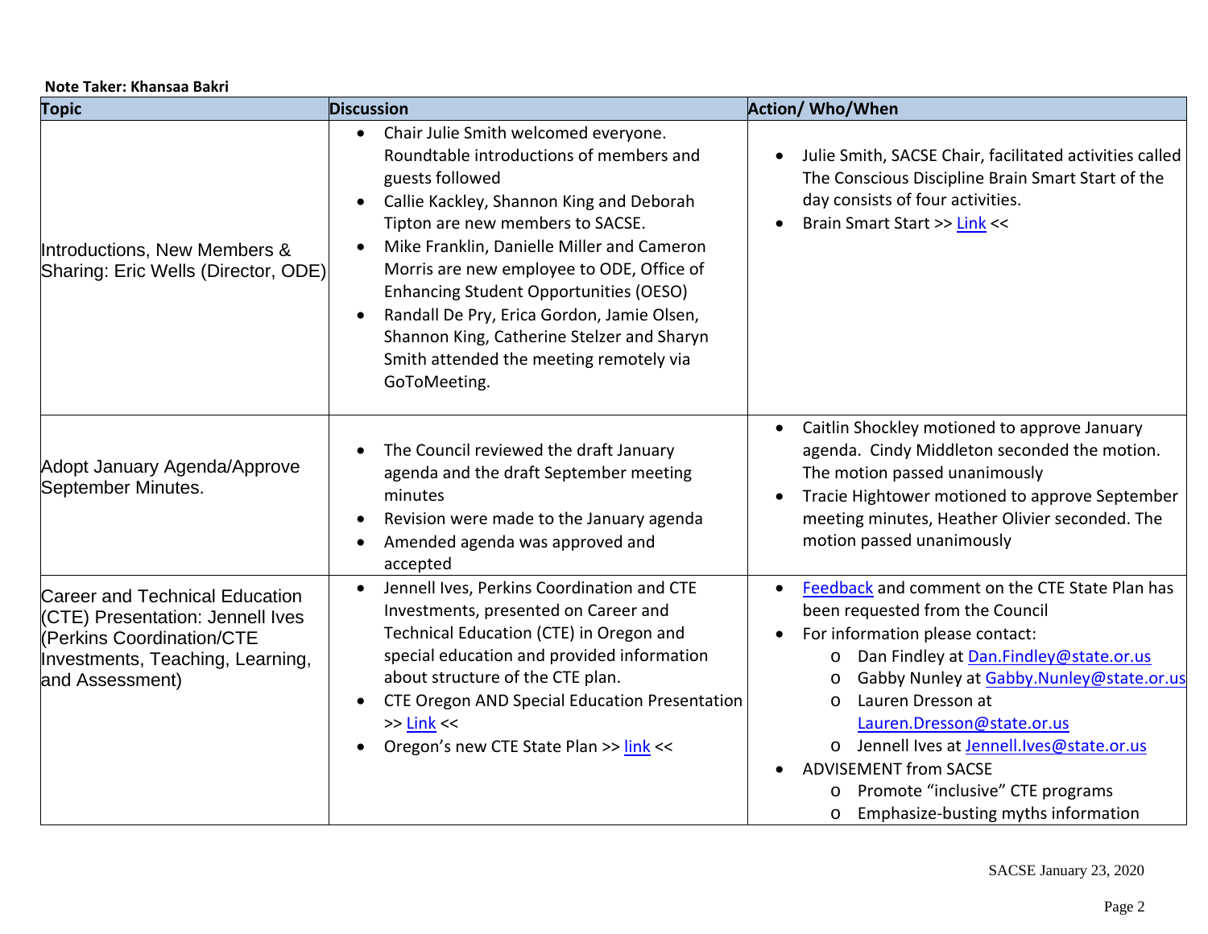**Note Taker: Khansaa Bakri**

| Topic | Discussion | Action/ Who/When |
|---|---|---|
| Introductions, New Members & Sharing: Eric Wells (Director, ODE) | • Chair Julie Smith welcomed everyone. Roundtable introductions of members and guests followed<br>• Callie Kackley, Shannon King and Deborah Tipton are new members to SACSE.<br>• Mike Franklin, Danielle Miller and Cameron Morris are new employee to ODE, Office of Enhancing Student Opportunities (OESO)<br>• Randall De Pry, Erica Gordon, Jamie Olsen, Shannon King, Catherine Stelzer and Sharyn Smith attended the meeting remotely via GoToMeeting. | • Julie Smith, SACSE Chair, facilitated activities called The Conscious Discipline Brain Smart Start of the day consists of four activities.<br>• Brain Smart Start >> Link << |
| Adopt January Agenda/Approve September Minutes. | • The Council reviewed the draft January agenda and the draft September meeting minutes<br>• Revision were made to the January agenda<br>• Amended agenda was approved and accepted | • Caitlin Shockley motioned to approve January agenda. Cindy Middleton seconded the motion. The motion passed unanimously<br>• Tracie Hightower motioned to approve September meeting minutes, Heather Olivier seconded. The motion passed unanimously |
| Career and Technical Education (CTE) Presentation: Jennell Ives (Perkins Coordination/CTE Investments, Teaching, Learning, and Assessment) | • Jennell Ives, Perkins Coordination and CTE Investments, presented on Career and Technical Education (CTE) in Oregon and special education and provided information about structure of the CTE plan.<br>• CTE Oregon AND Special Education Presentation >> Link <<<br>• Oregon's new CTE State Plan >> link << | • Feedback and comment on the CTE State Plan has been requested from the Council<br>• For information please contact:<br>  o Dan Findley at Dan.Findley@state.or.us<br>  o Gabby Nunley at Gabby.Nunley@state.or.us<br>  o Lauren Dresson at Lauren.Dresson@state.or.us<br>  o Jennell Ives at Jennell.Ives@state.or.us<br>• ADVISEMENT from SACSE<br>  o Promote "inclusive" CTE programs<br>  o Emphasize-busting myths information |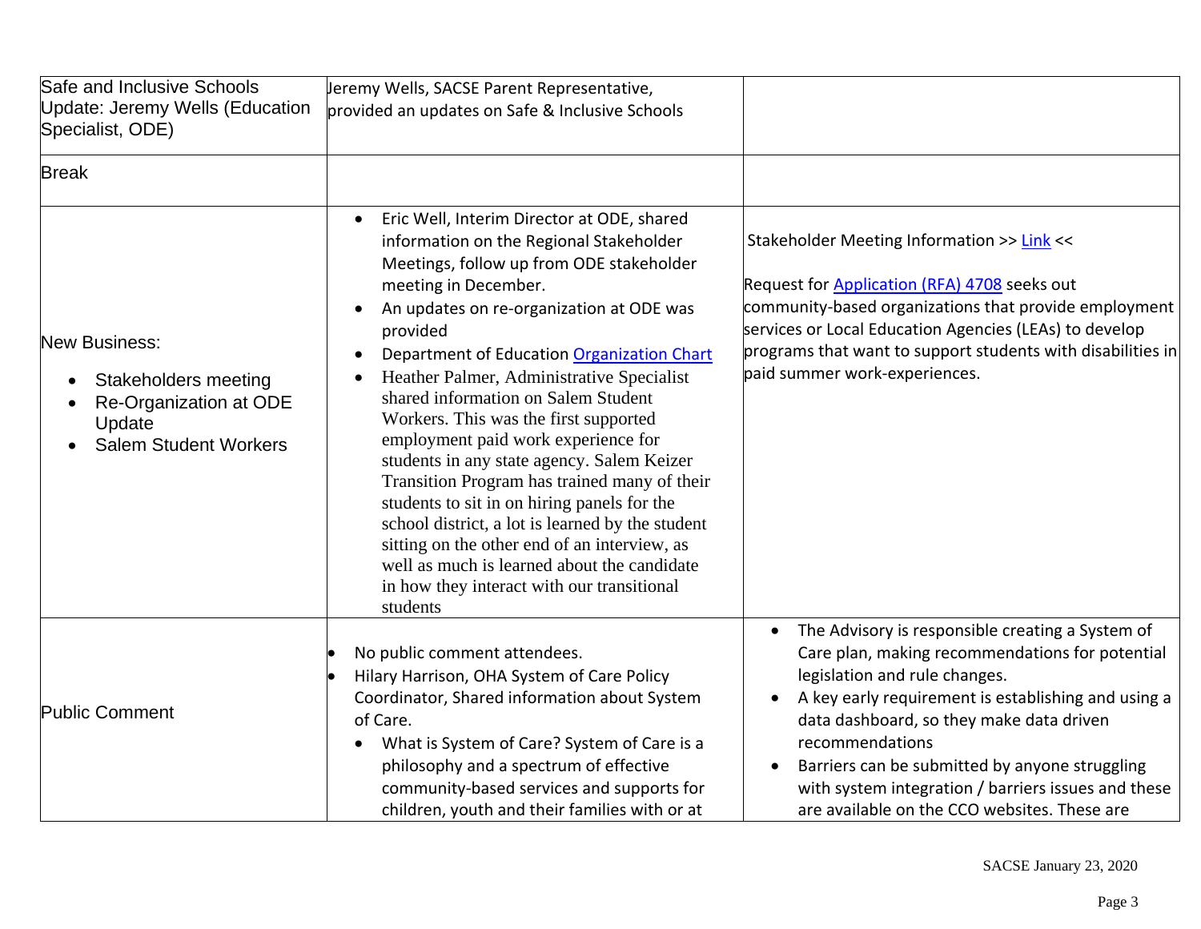| | | |
|---|---|---|
| Safe and Inclusive Schools Update: Jeremy Wells (Education Specialist, ODE) | Jeremy Wells, SACSE Parent Representative, provided an updates on Safe & Inclusive Schools | |
| Break | | |
| New Business:<br>• Stakeholders meeting<br>• Re-Organization at ODE Update<br>• Salem Student Workers | • Eric Well, Interim Director at ODE, shared information on the Regional Stakeholder Meetings, follow up from ODE stakeholder meeting in December.<br>• An updates on re-organization at ODE was provided<br>• Department of Education Organization Chart<br>• Heather Palmer, Administrative Specialist shared information on Salem Student Workers. This was the first supported employment paid work experience for students in any state agency. Salem Keizer Transition Program has trained many of their students to sit in on hiring panels for the school district, a lot is learned by the student sitting on the other end of an interview, as well as much is learned about the candidate in how they interact with our transitional students | Stakeholder Meeting Information >> Link <<<br><br>Request for Application (RFA) 4708 seeks out community-based organizations that provide employment services or Local Education Agencies (LEAs) to develop programs that want to support students with disabilities in paid summer work-experiences. |
| Public Comment | • No public comment attendees.<br>• Hilary Harrison, OHA System of Care Policy Coordinator, Shared information about System of Care.<br>  • What is System of Care? System of Care is a philosophy and a spectrum of effective community-based services and supports for children, youth and their families with or at | • The Advisory is responsible creating a System of Care plan, making recommendations for potential legislation and rule changes.<br>• A key early requirement is establishing and using a data dashboard, so they make data driven recommendations<br>• Barriers can be submitted by anyone struggling with system integration / barriers issues and these are available on the CCO websites. These are |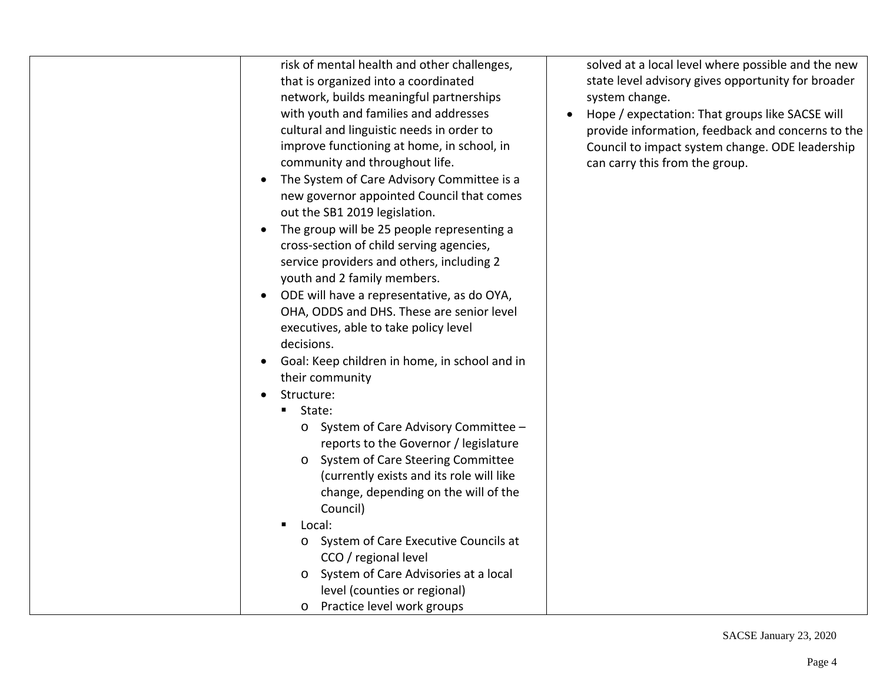| | | |
|---|---|---|
| | risk of mental health and other challenges, that is organized into a coordinated network, builds meaningful partnerships with youth and families and addresses cultural and linguistic needs in order to improve functioning at home, in school, in community and throughout life.<br>• The System of Care Advisory Committee is a new governor appointed Council that comes out the SB1 2019 legislation.<br>• The group will be 25 people representing a cross-section of child serving agencies, service providers and others, including 2 youth and 2 family members.<br>• ODE will have a representative, as do OYA, OHA, ODDS and DHS. These are senior level executives, able to take policy level decisions.<br>• Goal: Keep children in home, in school and in their community<br>• Structure:<br>&nbsp;&nbsp;▪ State:<br>&nbsp;&nbsp;&nbsp;&nbsp;o System of Care Advisory Committee – reports to the Governor / legislature<br>&nbsp;&nbsp;&nbsp;&nbsp;o System of Care Steering Committee (currently exists and its role will like change, depending on the will of the Council)<br>&nbsp;&nbsp;▪ Local:<br>&nbsp;&nbsp;&nbsp;&nbsp;o System of Care Executive Councils at CCO / regional level<br>&nbsp;&nbsp;&nbsp;&nbsp;o System of Care Advisories at a local level (counties or regional)<br>&nbsp;&nbsp;&nbsp;&nbsp;o Practice level work groups | solved at a local level where possible and the new state level advisory gives opportunity for broader system change.<br>• Hope / expectation: That groups like SACSE will provide information, feedback and concerns to the Council to impact system change. ODE leadership can carry this from the group. |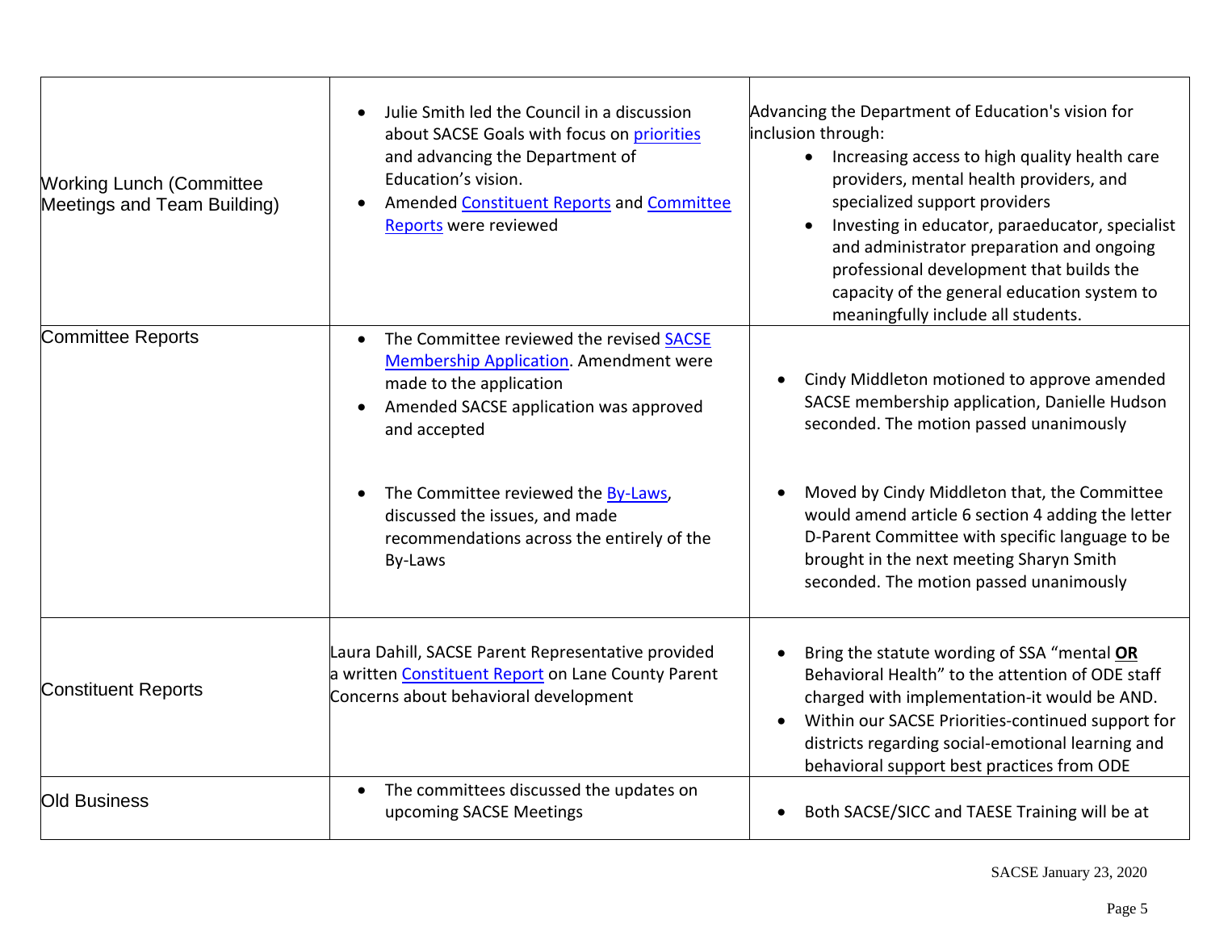| | | |
|---|---|---|
| Working Lunch (Committee Meetings and Team Building) | • Julie Smith led the Council in a discussion about SACSE Goals with focus on priorities and advancing the Department of Education's vision.<br>• Amended Constituent Reports and Committee Reports were reviewed | Advancing the Department of Education's vision for inclusion through:<br>• Increasing access to high quality health care providers, mental health providers, and specialized support providers<br>• Investing in educator, paraeducator, specialist and administrator preparation and ongoing professional development that builds the capacity of the general education system to meaningfully include all students. |
| Committee Reports | • The Committee reviewed the revised SACSE Membership Application. Amendment were made to the application<br>• Amended SACSE application was approved and accepted<br><br>• The Committee reviewed the By-Laws, discussed the issues, and made recommendations across the entirely of the By-Laws | • Cindy Middleton motioned to approve amended SACSE membership application, Danielle Hudson seconded. The motion passed unanimously<br><br>• Moved by Cindy Middleton that, the Committee would amend article 6 section 4 adding the letter D-Parent Committee with specific language to be brought in the next meeting Sharyn Smith seconded. The motion passed unanimously |
| Constituent Reports | Laura Dahill, SACSE Parent Representative provided a written Constituent Report on Lane County Parent Concerns about behavioral development | • Bring the statute wording of SSA "mental **OR** Behavioral Health" to the attention of ODE staff charged with implementation-it would be AND.<br>• Within our SACSE Priorities-continued support for districts regarding social-emotional learning and behavioral support best practices from ODE |
| Old Business | • The committees discussed the updates on upcoming SACSE Meetings | • Both SACSE/SICC and TAESE Training will be at |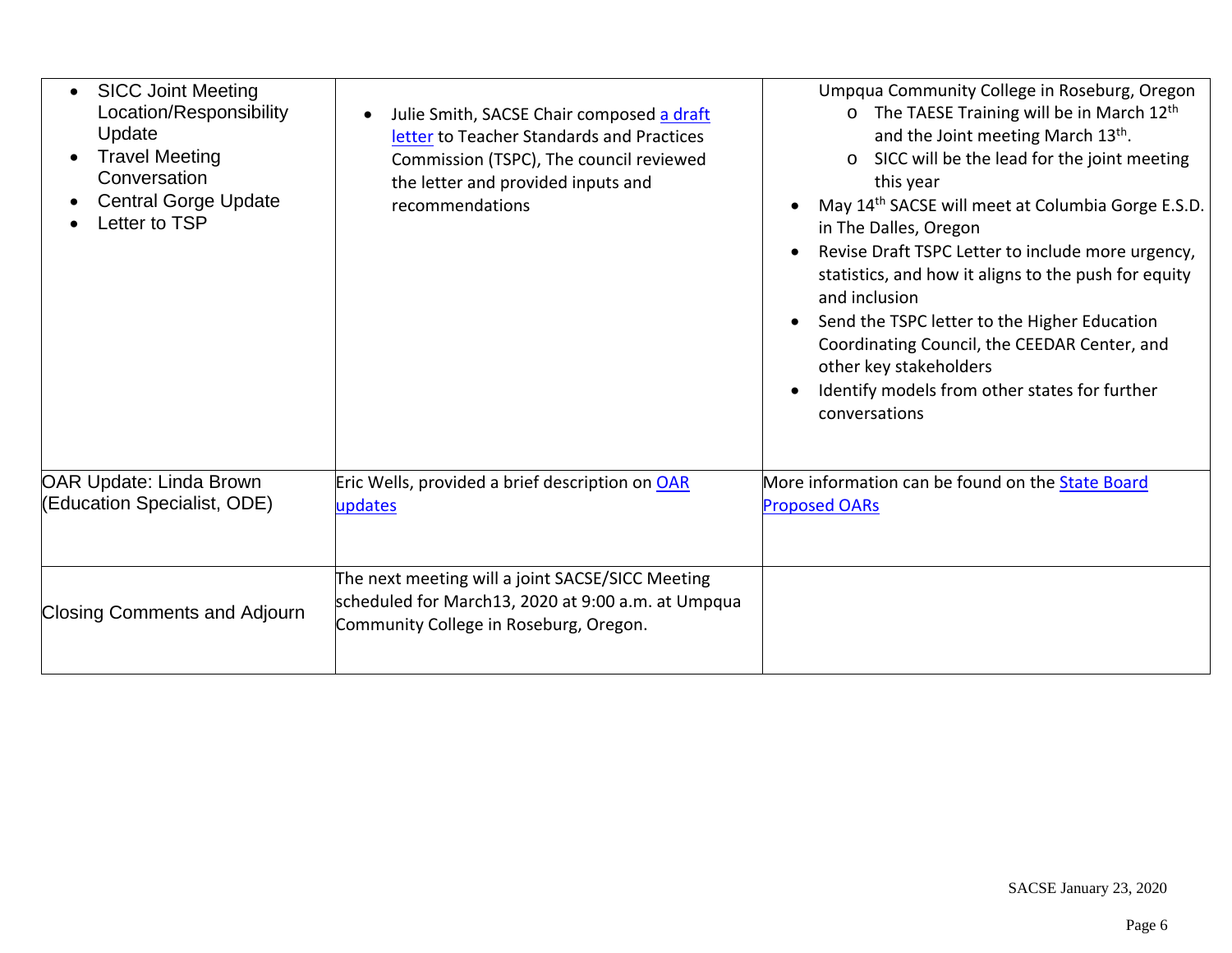| | | |
|---|---|---|
| <ul><li>SICC Joint Meeting Location/Responsibility Update</li><li>Travel Meeting Conversation</li><li>Central Gorge Update</li><li>Letter to TSP</li></ul> | <ul><li>Julie Smith, SACSE Chair composed a draft letter to Teacher Standards and Practices Commission (TSPC), The council reviewed the letter and provided inputs and recommendations</li></ul> | Umpqua Community College in Roseburg, Oregon<ul><li>The TAESE Training will be in March 12th and the Joint meeting March 13th.</li><li>SICC will be the lead for the joint meeting this year</li></ul><ul><li>May 14th SACSE will meet at Columbia Gorge E.S.D. in The Dalles, Oregon</li><li>Revise Draft TSPC Letter to include more urgency, statistics, and how it aligns to the push for equity and inclusion</li><li>Send the TSPC letter to the Higher Education Coordinating Council, the CEEDAR Center, and other key stakeholders</li><li>Identify models from other states for further conversations</li></ul> |
| OAR Update: Linda Brown (Education Specialist, ODE) | Eric Wells, provided a brief description on OAR updates | More information can be found on the State Board Proposed OARs |
| Closing Comments and Adjourn | The next meeting will a joint SACSE/SICC Meeting scheduled for March13, 2020 at 9:00 a.m. at Umpqua Community College in Roseburg, Oregon. | |